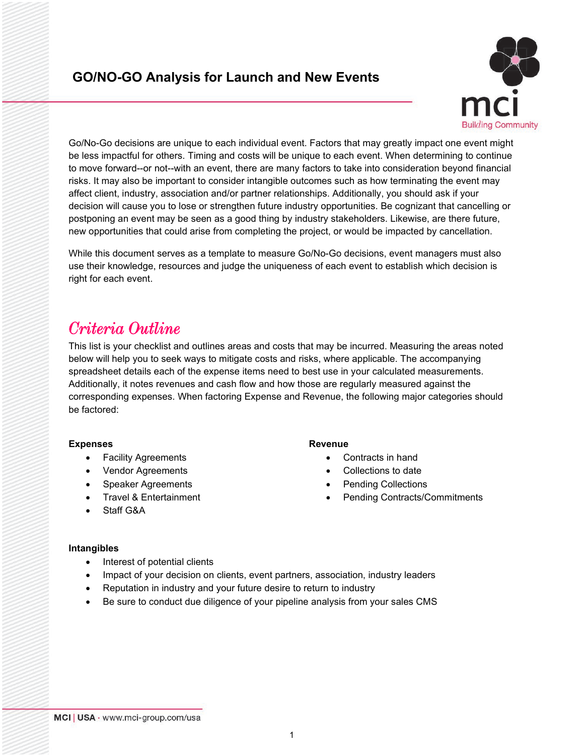# GO/NO-GO Analysis for Launch and New Events

Go/No-Go decisions are unique to each individual event. Factors that may greatly impact one event might be less impactful for others. Timing and costs will be unique to each event. When determining to continue to move forward--or not--with an event, there are many factors to take into consideration beyond financial risks. It may also be important to consider intangible outcomes such as how terminating the event may affect client, industry, association and/or partner relationships. Additionally, you should ask if your decision will cause you to lose or strengthen future industry opportunities. Be cognizant that cancelling or postponing an event may be seen as a good thing by industry stakeholders. Likewise, are there future, new opportunities that could arise from completing the project, or would be impacted by cancellation.

While this document serves as a template to measure Go/No-Go decisions, event managers must also use their knowledge, resources and judge the uniqueness of each event to establish which decision is right for each event.

## Criteria Outline

This list is your checklist and outlines areas and costs that may be incurred. Measuring the areas noted below will help you to seek ways to mitigate costs and risks, where applicable. The accompanying spreadsheet details each of the expense items need to best use in your calculated measurements. Additionally, it notes revenues and cash flow and how those are regularly measured against the corresponding expenses. When factoring Expense and Revenue, the following major categories should be factored:

**Expenses**

- Facility Agreements
- Vendor Agreements
- Speaker Agreements
- Travel & Entertainment
- Staff G&A

**Revenue**

- Contracts in hand
- Collections to date
- Pending Collections
- Pending Contracts/Commitments

**Intangibles**

- Interest of potential clients
- Impact of your decision on clients, event partners, association, industry leaders
- Reputation in industry and your future desire to return to industry
- Be sure to conduct due diligence of your pipeline analysis from your sales CMS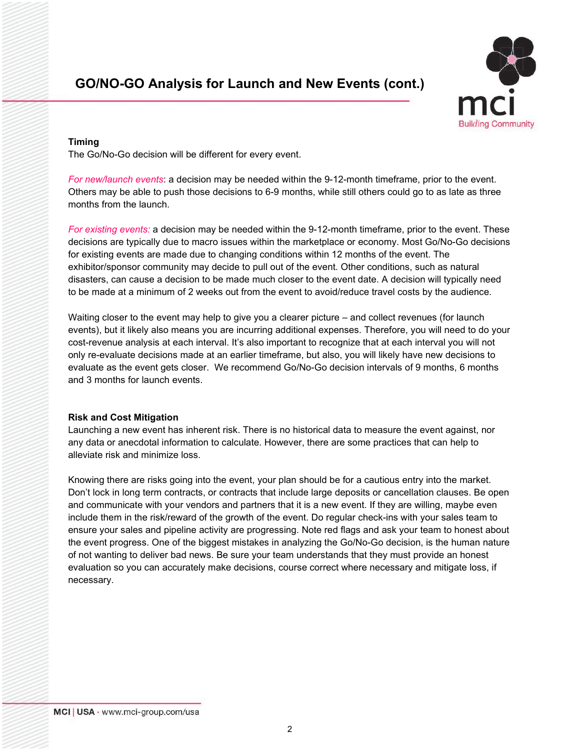## GO/NO-GO Analysis for Launch and New Events (cont.)

**Timing**

The Go/No-Go decision will be different for every event.

*For new/launch events*: a decision may be needed within the 9-12-month timeframe, prior to the event. Others may be able to push those decisions to 6-9 months, while still others could go to as late as three months from the launch.

*For existing events:* a decision may be needed within the 9-12-month timeframe, prior to the event. These decisions are typically due to macro issues within the marketplace or economy. Most Go/No-Go decisions for existing events are made due to changing conditions within 12 months of the event. The exhibitor/sponsor community may decide to pull out of the event. Other conditions, such as natural disasters, can cause a decision to be made much closer to the event date. A decision will typically need to be made at a minimum of 2 weeks out from the event to avoid/reduce travel costs by the audience.

Waiting closer to the event may help to give you a clearer picture – and collect revenues (for launch events), but it likely also means you are incurring additional expenses. Therefore, you will need to do your cost-revenue analysis at each interval. It's also important to recognize that at each interval you will not only re-evaluate decisions made at an earlier timeframe, but also, you will likely have new decisions to evaluate as the event gets closer. We recommend Go/No-Go decision intervals of 9 months, 6 months and 3 months for launch events.

**Risk and Cost Mitigation**

Launching a new event has inherent risk. There is no historical data to measure the event against, nor any data or anecdotal information to calculate. However, there are some practices that can help to alleviate risk and minimize loss.

Knowing there are risks going into the event, your plan should be for a cautious entry into the market. Don't lock in long term contracts, or contracts that include large deposits or cancellation clauses. Be open and communicate with your vendors and partners that it is a new event. If they are willing, maybe even include them in the risk/reward of the growth of the event. Do regular check-ins with your sales team to ensure your sales and pipeline activity are progressing. Note red flags and ask your team to honest about the event progress. One of the biggest mistakes in analyzing the Go/No-Go decision, is the human nature of not wanting to deliver bad news. Be sure your team understands that they must provide an honest evaluation so you can accurately make decisions, course correct where necessary and mitigate loss, if necessary.